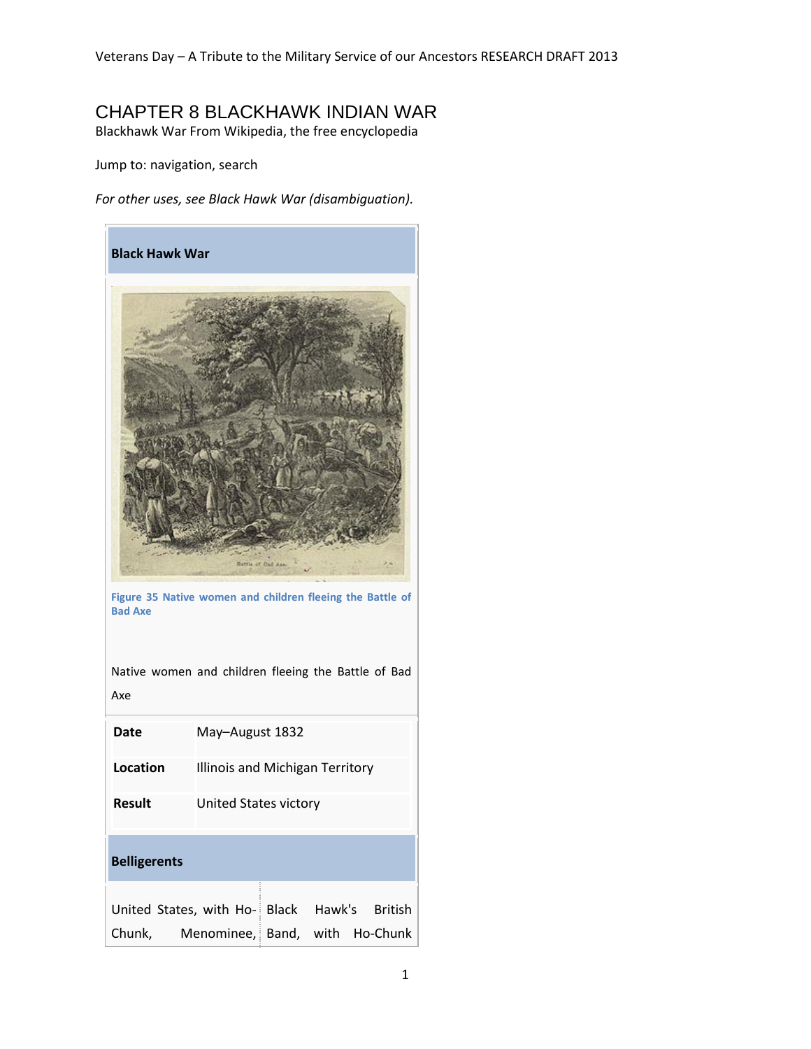# CHAPTER 8 BLACKHAWK INDIAN WAR

Blackhawk War From Wikipedia, the free encyclopedia

Jump to: navigation, search

*For other uses, see Black Hawk War (disambiguation).*

**Black Hawk War**

**Figure 35 Native women and children fleeing the Battle of Bad Axe**

Native women and children fleeing the Battle of Bad Axe

| | |
|---|---|
| **Date** | May–August 1832 |
| **Location** | Illinois and Michigan Territory |
| **Result** | United States victory |

**Belligerents**

| | |
|---|---|
| United States, with Ho-Chunk, Menominee, | Black Hawk's British Band, with Ho-Chunk |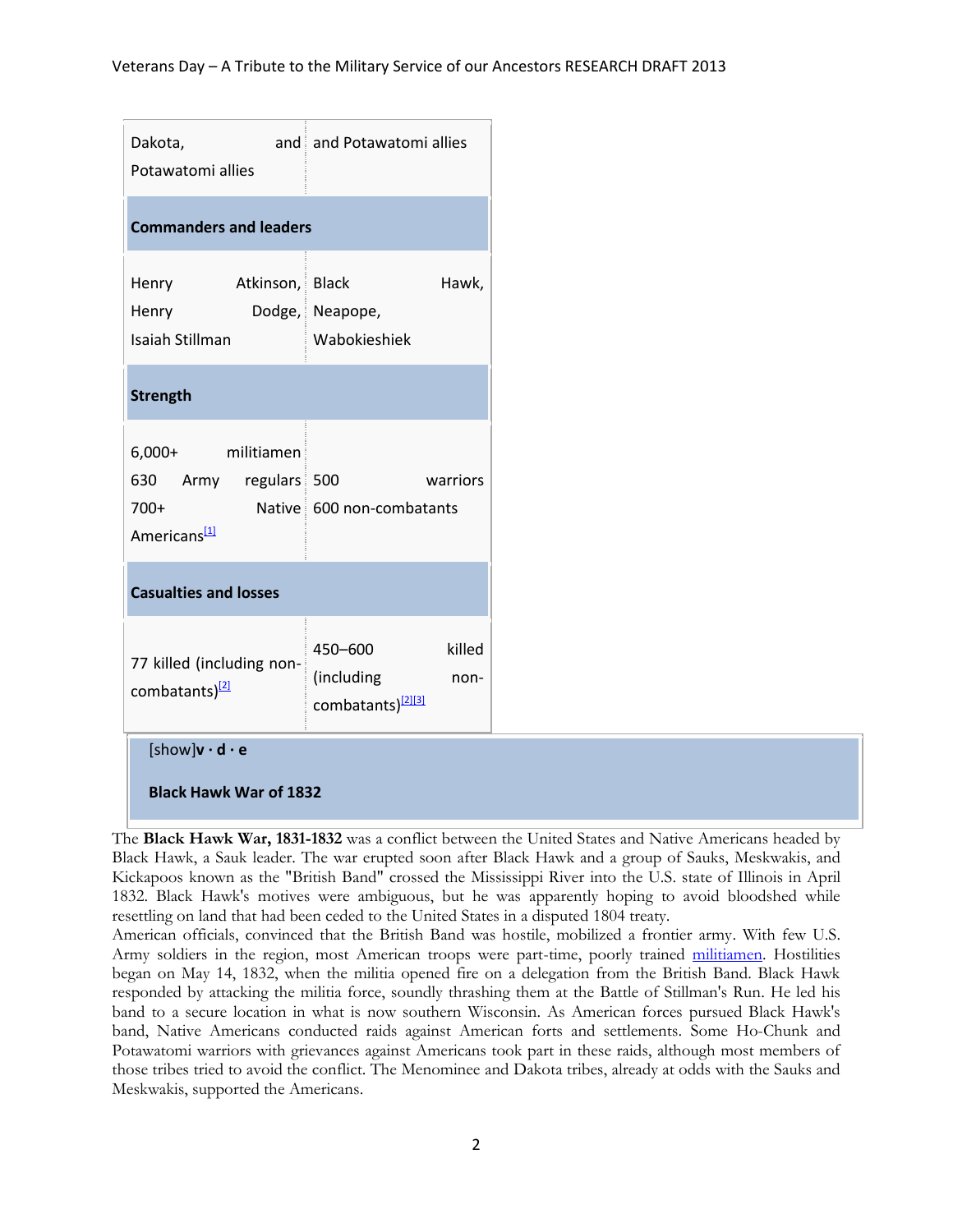| Dakota, and Potawatomi allies | and Potawatomi allies |
|---|---|
| **Commanders and leaders** | |
| Henry Atkinson, Henry Dodge, Isaiah Stillman | Black Hawk, Neapope, Wabokieshiek |
| **Strength** | |
| 6,000+ militiamen 630 Army regulars 700+ Native Americans[1] | 500 warriors 600 non-combatants |
| **Casualties and losses** | |
| 77 killed (including non-combatants)[2] | 450–600 killed (including non-combatants)[2][3] |

[show]**v · d · e**

**Black Hawk War of 1832**

The **Black Hawk War, 1831-1832** was a conflict between the United States and Native Americans headed by Black Hawk, a Sauk leader. The war erupted soon after Black Hawk and a group of Sauks, Meskwakis, and Kickapoos known as the "British Band" crossed the Mississippi River into the U.S. state of Illinois in April 1832. Black Hawk's motives were ambiguous, but he was apparently hoping to avoid bloodshed while resettling on land that had been ceded to the United States in a disputed 1804 treaty.

American officials, convinced that the British Band was hostile, mobilized a frontier army. With few U.S. Army soldiers in the region, most American troops were part-time, poorly trained militiamen. Hostilities began on May 14, 1832, when the militia opened fire on a delegation from the British Band. Black Hawk responded by attacking the militia force, soundly thrashing them at the Battle of Stillman's Run. He led his band to a secure location in what is now southern Wisconsin. As American forces pursued Black Hawk's band, Native Americans conducted raids against American forts and settlements. Some Ho-Chunk and Potawatomi warriors with grievances against Americans took part in these raids, although most members of those tribes tried to avoid the conflict. The Menominee and Dakota tribes, already at odds with the Sauks and Meskwakis, supported the Americans.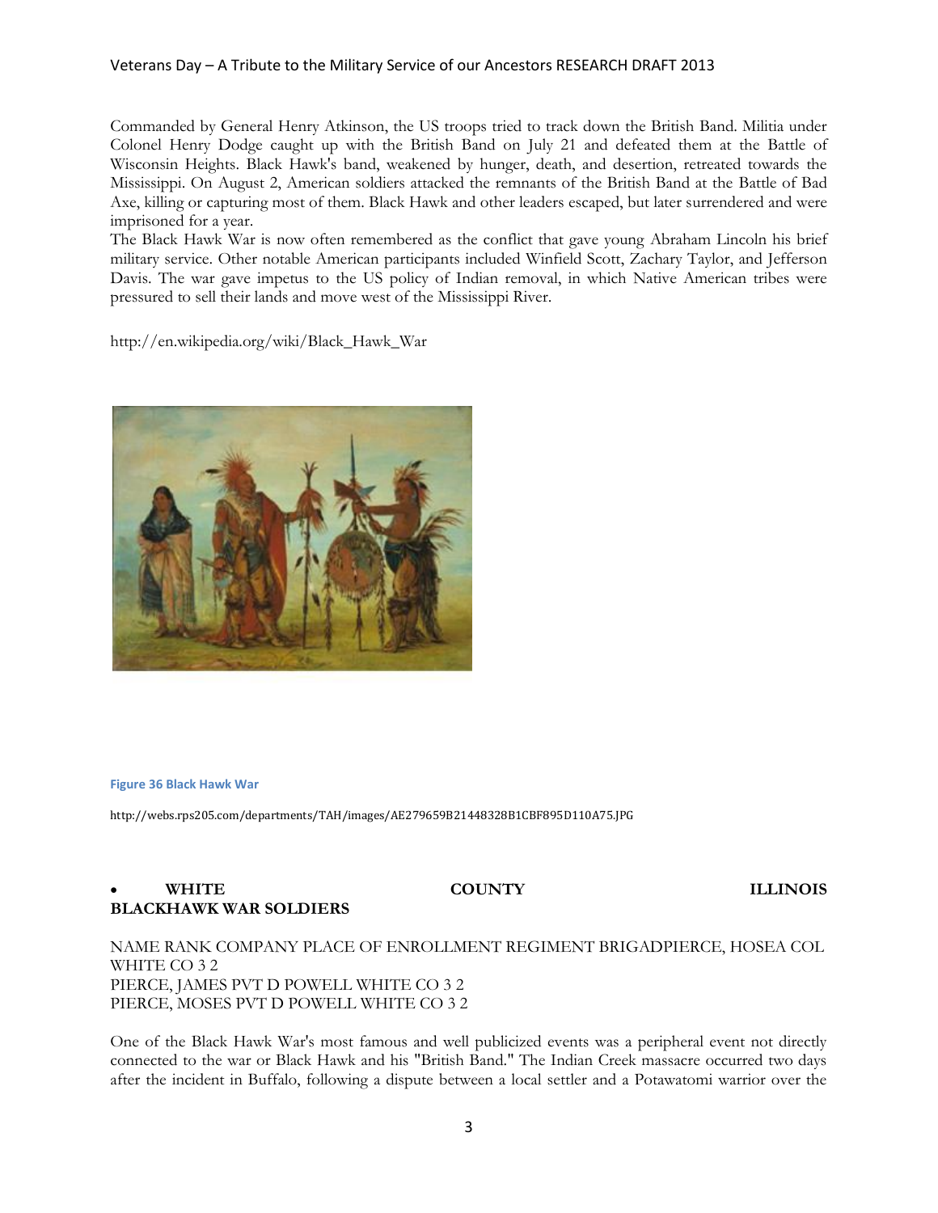Commanded by General Henry Atkinson, the US troops tried to track down the British Band. Militia under Colonel Henry Dodge caught up with the British Band on July 21 and defeated them at the Battle of Wisconsin Heights. Black Hawk's band, weakened by hunger, death, and desertion, retreated towards the Mississippi. On August 2, American soldiers attacked the remnants of the British Band at the Battle of Bad Axe, killing or capturing most of them. Black Hawk and other leaders escaped, but later surrendered and were imprisoned for a year.

The Black Hawk War is now often remembered as the conflict that gave young Abraham Lincoln his brief military service. Other notable American participants included Winfield Scott, Zachary Taylor, and Jefferson Davis. The war gave impetus to the US policy of Indian removal, in which Native American tribes were pressured to sell their lands and move west of the Mississippi River.

http://en.wikipedia.org/wiki/Black_Hawk_War

Figure 36 Black Hawk War

http://webs.rps205.com/departments/TAH/images/AE279659B21448328B1CBF895D110A75.JPG

- **WHITE COUNTY ILLINOIS BLACKHAWK WAR SOLDIERS**

NAME RANK COMPANY PLACE OF ENROLLMENT REGIMENT BRIGADPIERCE, HOSEA COL WHITE CO 3 2
PIERCE, JAMES PVT D POWELL WHITE CO 3 2
PIERCE, MOSES PVT D POWELL WHITE CO 3 2

One of the Black Hawk War's most famous and well publicized events was a peripheral event not directly connected to the war or Black Hawk and his "British Band." The Indian Creek massacre occurred two days after the incident in Buffalo, following a dispute between a local settler and a Potawatomi warrior over the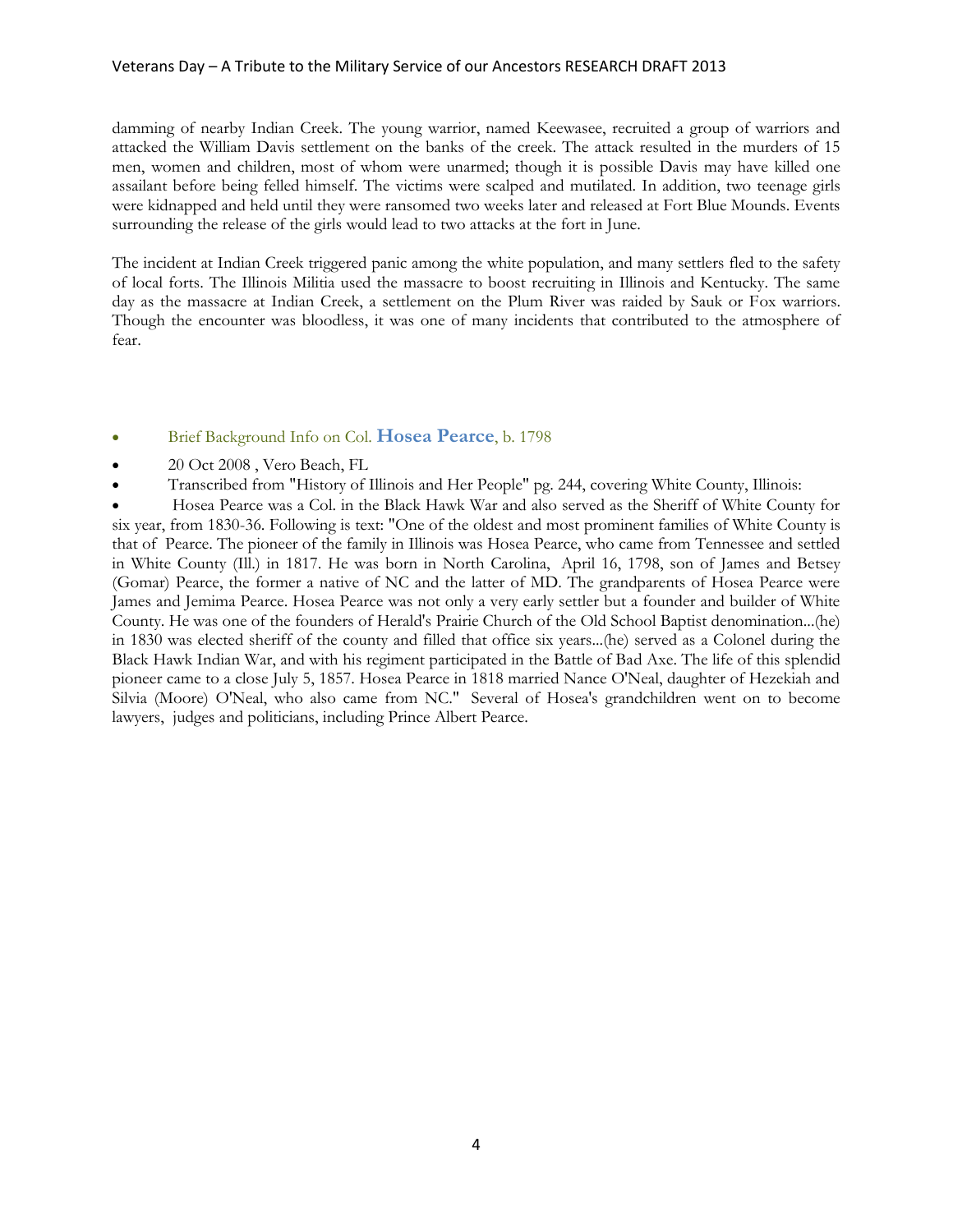damming of nearby Indian Creek. The young warrior, named Keewasee, recruited a group of warriors and attacked the William Davis settlement on the banks of the creek. The attack resulted in the murders of 15 men, women and children, most of whom were unarmed; though it is possible Davis may have killed one assailant before being felled himself. The victims were scalped and mutilated. In addition, two teenage girls were kidnapped and held until they were ransomed two weeks later and released at Fort Blue Mounds. Events surrounding the release of the girls would lead to two attacks at the fort in June.

The incident at Indian Creek triggered panic among the white population, and many settlers fled to the safety of local forts. The Illinois Militia used the massacre to boost recruiting in Illinois and Kentucky. The same day as the massacre at Indian Creek, a settlement on the Plum River was raided by Sauk or Fox warriors. Though the encounter was bloodless, it was one of many incidents that contributed to the atmosphere of fear.

- Brief Background Info on Col. **Hosea Pearce**, b. 1798
- 20 Oct 2008 , Vero Beach, FL
- Transcribed from "History of Illinois and Her People" pg. 244, covering White County, Illinois:
- Hosea Pearce was a Col. in the Black Hawk War and also served as the Sheriff of White County for six year, from 1830-36. Following is text: "One of the oldest and most prominent families of White County is that of Pearce. The pioneer of the family in Illinois was Hosea Pearce, who came from Tennessee and settled in White County (Ill.) in 1817. He was born in North Carolina, April 16, 1798, son of James and Betsey (Gomar) Pearce, the former a native of NC and the latter of MD. The grandparents of Hosea Pearce were James and Jemima Pearce. Hosea Pearce was not only a very early settler but a founder and builder of White County. He was one of the founders of Herald's Prairie Church of the Old School Baptist denomination...(he) in 1830 was elected sheriff of the county and filled that office six years...(he) served as a Colonel during the Black Hawk Indian War, and with his regiment participated in the Battle of Bad Axe. The life of this splendid pioneer came to a close July 5, 1857. Hosea Pearce in 1818 married Nance O'Neal, daughter of Hezekiah and Silvia (Moore) O'Neal, who also came from NC." Several of Hosea's grandchildren went on to become lawyers, judges and politicians, including Prince Albert Pearce.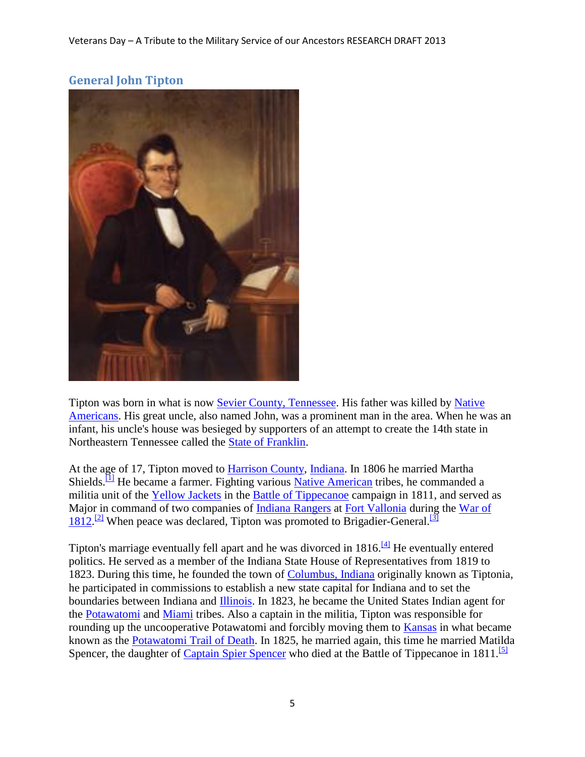## General John Tipton

Tipton was born in what is now Sevier County, Tennessee. His father was killed by Native Americans. His great uncle, also named John, was a prominent man in the area. When he was an infant, his uncle's house was besieged by supporters of an attempt to create the 14th state in Northeastern Tennessee called the State of Franklin.

At the age of 17, Tipton moved to Harrison County, Indiana. In 1806 he married Martha Shields.[1] He became a farmer. Fighting various Native American tribes, he commanded a militia unit of the Yellow Jackets in the Battle of Tippecanoe campaign in 1811, and served as Major in command of two companies of Indiana Rangers at Fort Vallonia during the War of 1812.[2] When peace was declared, Tipton was promoted to Brigadier-General.[3]

Tipton's marriage eventually fell apart and he was divorced in 1816.[4] He eventually entered politics. He served as a member of the Indiana State House of Representatives from 1819 to 1823. During this time, he founded the town of Columbus, Indiana originally known as Tiptonia, he participated in commissions to establish a new state capital for Indiana and to set the boundaries between Indiana and Illinois. In 1823, he became the United States Indian agent for the Potawatomi and Miami tribes. Also a captain in the militia, Tipton was responsible for rounding up the uncooperative Potawatomi and forcibly moving them to Kansas in what became known as the Potawatomi Trail of Death. In 1825, he married again, this time he married Matilda Spencer, the daughter of Captain Spier Spencer who died at the Battle of Tippecanoe in 1811.[5]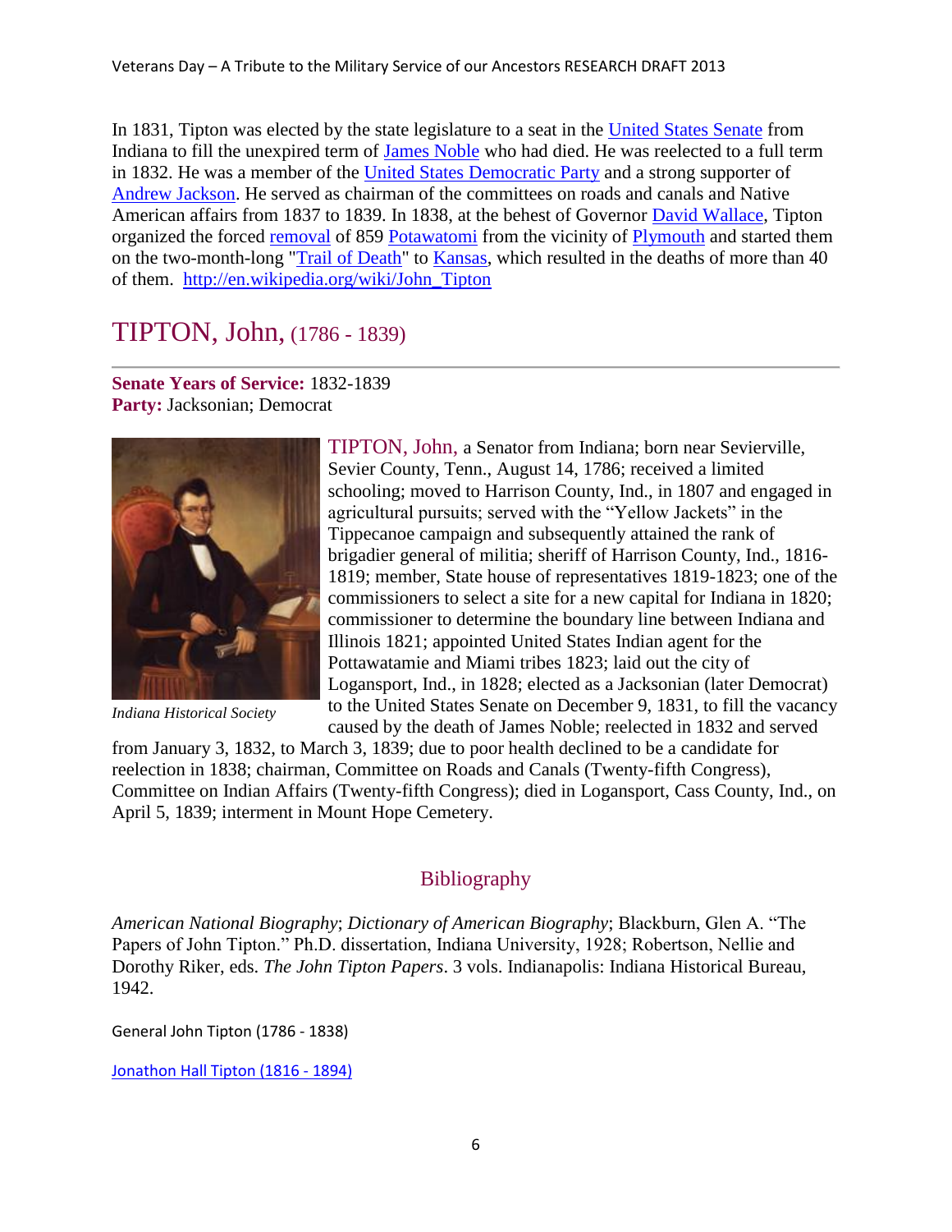In 1831, Tipton was elected by the state legislature to a seat in the [United States Senate](#) from Indiana to fill the unexpired term of [James Noble](#) who had died. He was reelected to a full term in 1832. He was a member of the [United States Democratic Party](#) and a strong supporter of [Andrew Jackson](#). He served as chairman of the committees on roads and canals and Native American affairs from 1837 to 1839. In 1838, at the behest of Governor [David Wallace](#), Tipton organized the forced [removal](#) of 859 [Potawatomi](#) from the vicinity of [Plymouth](#) and started them on the two-month-long "[Trail of Death](#)" to [Kansas](#), which resulted in the deaths of more than 40 of them. http://en.wikipedia.org/wiki/John_Tipton

# TIPTON, John, (1786 - 1839)

**Senate Years of Service:** 1832-1839
**Party:** Jacksonian; Democrat

*Indiana Historical Society*

TIPTON, John, a Senator from Indiana; born near Sevierville, Sevier County, Tenn., August 14, 1786; received a limited schooling; moved to Harrison County, Ind., in 1807 and engaged in agricultural pursuits; served with the "Yellow Jackets" in the Tippecanoe campaign and subsequently attained the rank of brigadier general of militia; sheriff of Harrison County, Ind., 1816-1819; member, State house of representatives 1819-1823; one of the commissioners to select a site for a new capital for Indiana in 1820; commissioner to determine the boundary line between Indiana and Illinois 1821; appointed United States Indian agent for the Pottawatamie and Miami tribes 1823; laid out the city of Logansport, Ind., in 1828; elected as a Jacksonian (later Democrat) to the United States Senate on December 9, 1831, to fill the vacancy caused by the death of James Noble; reelected in 1832 and served from January 3, 1832, to March 3, 1839; due to poor health declined to be a candidate for reelection in 1838; chairman, Committee on Roads and Canals (Twenty-fifth Congress), Committee on Indian Affairs (Twenty-fifth Congress); died in Logansport, Cass County, Ind., on April 5, 1839; interment in Mount Hope Cemetery.

## Bibliography

*American National Biography*; *Dictionary of American Biography*; Blackburn, Glen A. "The Papers of John Tipton." Ph.D. dissertation, Indiana University, 1928; Robertson, Nellie and Dorothy Riker, eds. *The John Tipton Papers*. 3 vols. Indianapolis: Indiana Historical Bureau, 1942.

General John Tipton (1786 - 1838)

[Jonathon Hall Tipton (1816 - 1894)](#)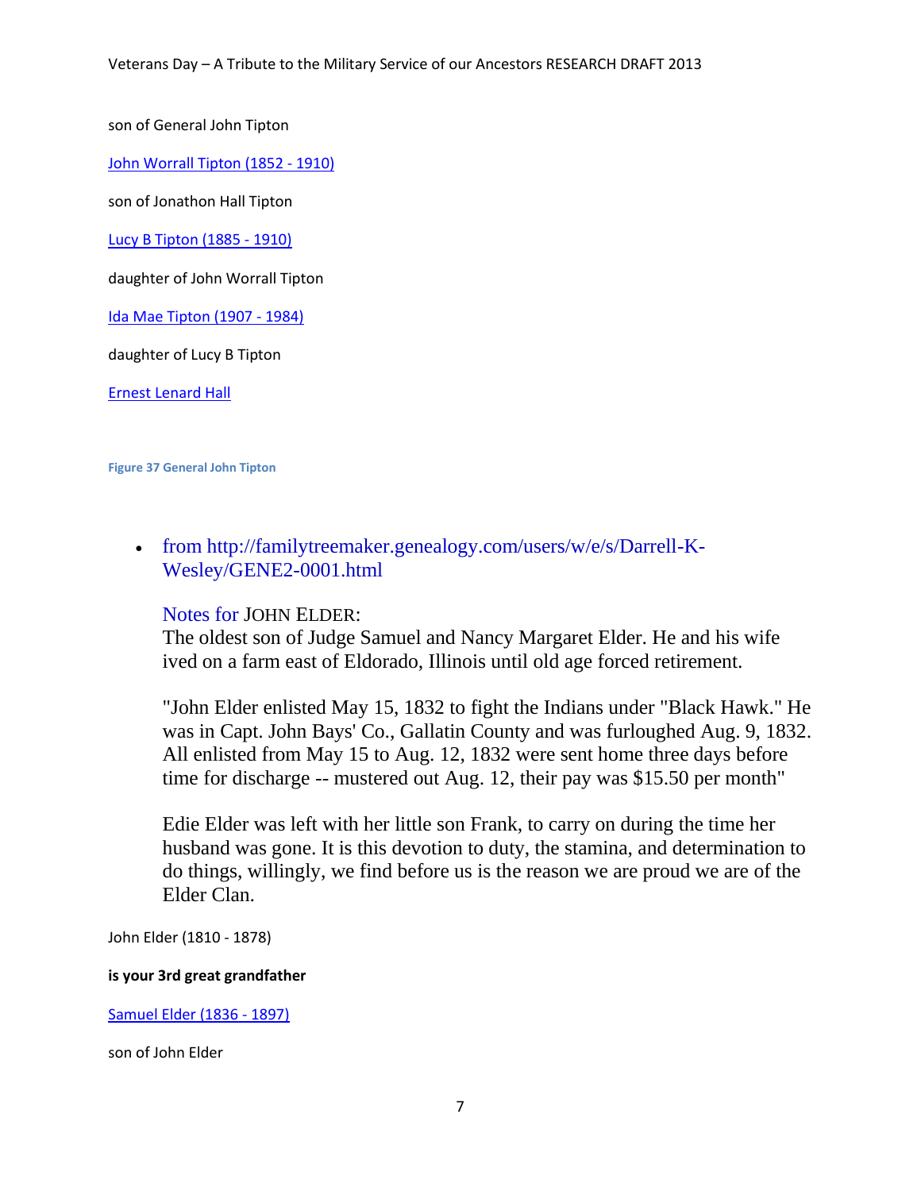son of General John Tipton

John Worrall Tipton (1852 - 1910)

son of Jonathon Hall Tipton

Lucy B Tipton (1885 - 1910)

daughter of John Worrall Tipton

Ida Mae Tipton (1907 - 1984)

daughter of Lucy B Tipton

Ernest Lenard Hall

**Figure 37 General John Tipton**

- from http://familytreemaker.genealogy.com/users/w/e/s/Darrell-K-Wesley/GENE2-0001.html

  Notes for JOHN ELDER:
  The oldest son of Judge Samuel and Nancy Margaret Elder. He and his wife ived on a farm east of Eldorado, Illinois until old age forced retirement.

  "John Elder enlisted May 15, 1832 to fight the Indians under "Black Hawk." He was in Capt. John Bays' Co., Gallatin County and was furloughed Aug. 9, 1832. All enlisted from May 15 to Aug. 12, 1832 were sent home three days before time for discharge -- mustered out Aug. 12, their pay was $15.50 per month"

  Edie Elder was left with her little son Frank, to carry on during the time her husband was gone. It is this devotion to duty, the stamina, and determination to do things, willingly, we find before us is the reason we are proud we are of the Elder Clan.

John Elder (1810 - 1878)

**is your 3rd great grandfather**

Samuel Elder (1836 - 1897)

son of John Elder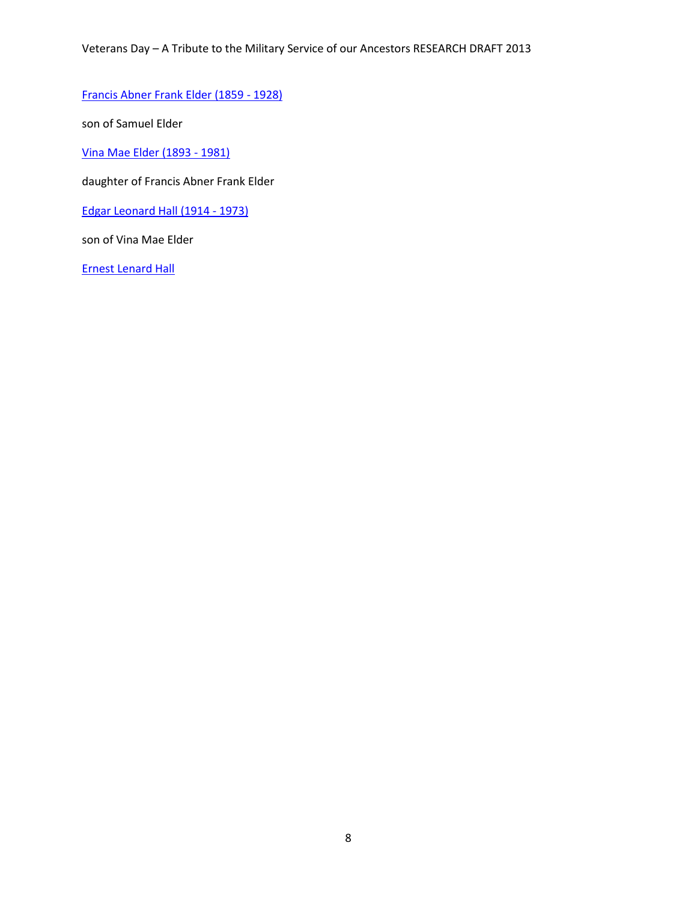Francis Abner Frank Elder (1859 - 1928)

son of Samuel Elder

Vina Mae Elder (1893 - 1981)

daughter of Francis Abner Frank Elder

Edgar Leonard Hall (1914 - 1973)

son of Vina Mae Elder

Ernest Lenard Hall